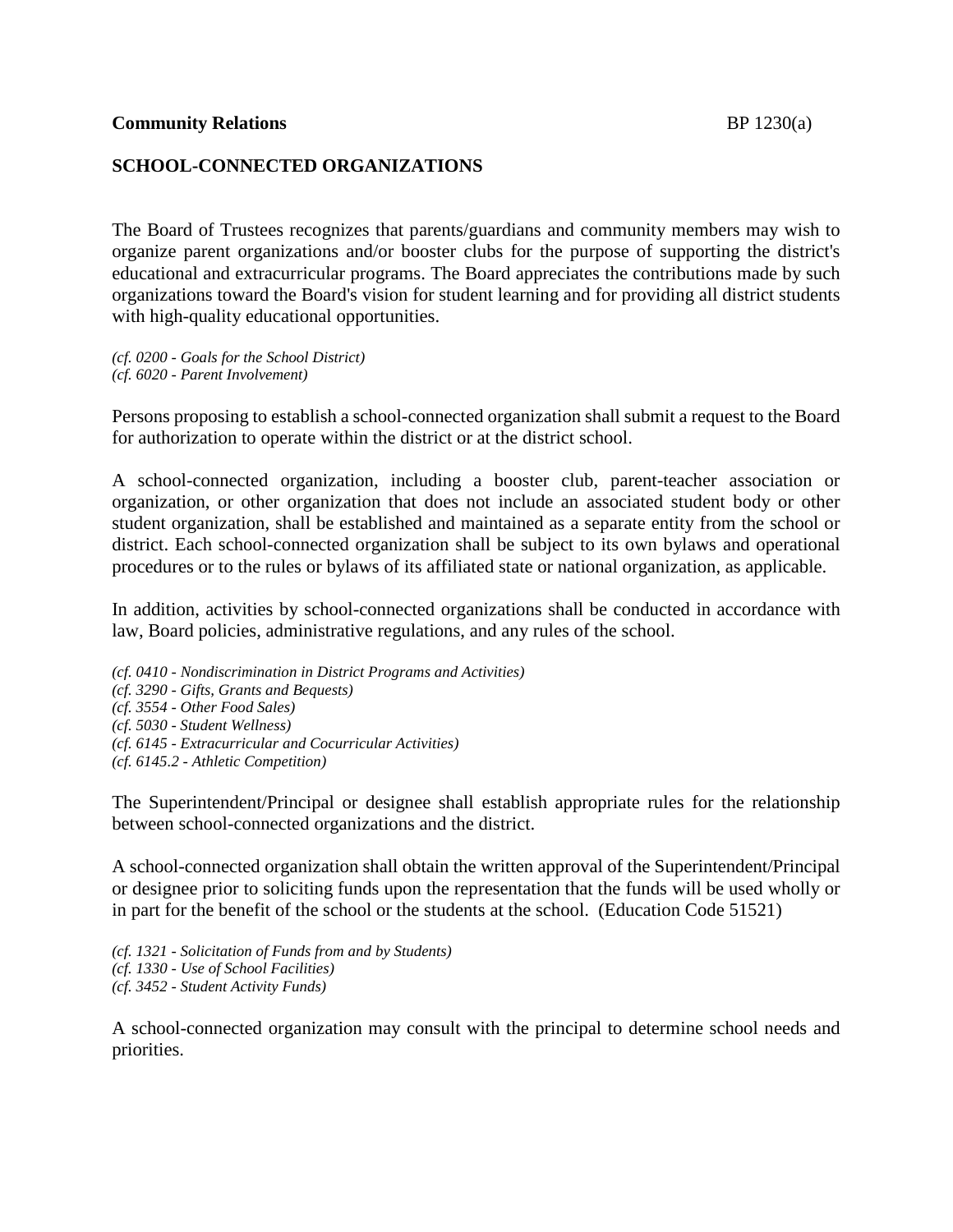**Community Relations** BP 1230(a)

## SCHOOL-CONNECTED ORGANIZATIONS

The Board of Trustees recognizes that parents/guardians and community members may wish to organize parent organizations and/or booster clubs for the purpose of supporting the district's educational and extracurricular programs. The Board appreciates the contributions made by such organizations toward the Board's vision for student learning and for providing all district students with high-quality educational opportunities.

*(cf. 0200 - Goals for the School District)*
*(cf. 6020 - Parent Involvement)*

Persons proposing to establish a school-connected organization shall submit a request to the Board for authorization to operate within the district or at the district school.

A school-connected organization, including a booster club, parent-teacher association or organization, or other organization that does not include an associated student body or other student organization, shall be established and maintained as a separate entity from the school or district. Each school-connected organization shall be subject to its own bylaws and operational procedures or to the rules or bylaws of its affiliated state or national organization, as applicable.

In addition, activities by school-connected organizations shall be conducted in accordance with law, Board policies, administrative regulations, and any rules of the school.

*(cf. 0410 - Nondiscrimination in District Programs and Activities)*
*(cf. 3290 - Gifts, Grants and Bequests)*
*(cf. 3554 - Other Food Sales)*
*(cf. 5030 - Student Wellness)*
*(cf. 6145 - Extracurricular and Cocurricular Activities)*
*(cf. 6145.2 - Athletic Competition)*

The Superintendent/Principal or designee shall establish appropriate rules for the relationship between school-connected organizations and the district.

A school-connected organization shall obtain the written approval of the Superintendent/Principal or designee prior to soliciting funds upon the representation that the funds will be used wholly or in part for the benefit of the school or the students at the school. (Education Code 51521)

*(cf. 1321 - Solicitation of Funds from and by Students)*
*(cf. 1330 - Use of School Facilities)*
*(cf. 3452 - Student Activity Funds)*

A school-connected organization may consult with the principal to determine school needs and priorities.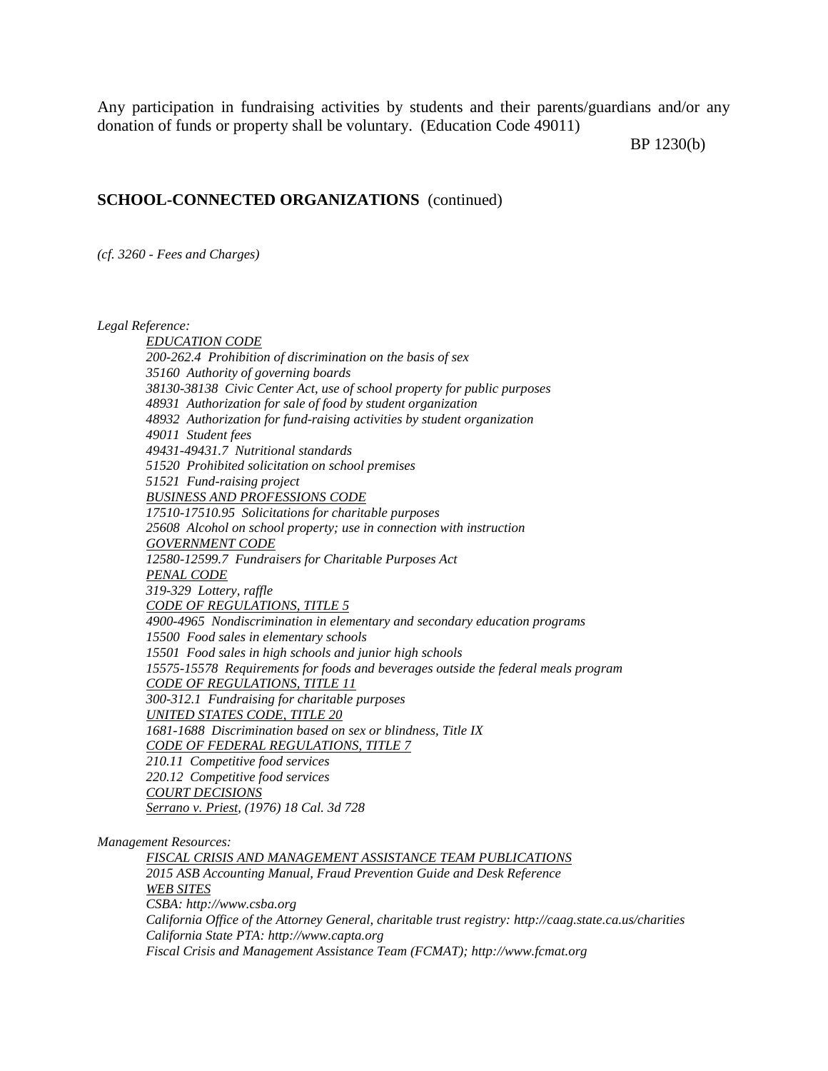Any participation in fundraising activities by students and their parents/guardians and/or any donation of funds or property shall be voluntary. (Education Code 49011)

**SCHOOL-CONNECTED ORGANIZATIONS** (continued)

*(cf. 3260 - Fees and Charges)*

*Legal Reference:*

*EDUCATION CODE*
*200-262.4 Prohibition of discrimination on the basis of sex*
*35160 Authority of governing boards*
*38130-38138 Civic Center Act, use of school property for public purposes*
*48931 Authorization for sale of food by student organization*
*48932 Authorization for fund-raising activities by student organization*
*49011 Student fees*
*49431-49431.7 Nutritional standards*
*51520 Prohibited solicitation on school premises*
*51521 Fund-raising project*
*BUSINESS AND PROFESSIONS CODE*
*17510-17510.95 Solicitations for charitable purposes*
*25608 Alcohol on school property; use in connection with instruction*
*GOVERNMENT CODE*
*12580-12599.7 Fundraisers for Charitable Purposes Act*
*PENAL CODE*
*319-329 Lottery, raffle*
*CODE OF REGULATIONS, TITLE 5*
*4900-4965 Nondiscrimination in elementary and secondary education programs*
*15500 Food sales in elementary schools*
*15501 Food sales in high schools and junior high schools*
*15575-15578 Requirements for foods and beverages outside the federal meals program*
*CODE OF REGULATIONS, TITLE 11*
*300-312.1 Fundraising for charitable purposes*
*UNITED STATES CODE, TITLE 20*
*1681-1688 Discrimination based on sex or blindness, Title IX*
*CODE OF FEDERAL REGULATIONS, TITLE 7*
*210.11 Competitive food services*
*220.12 Competitive food services*
*COURT DECISIONS*
*Serrano v. Priest, (1976) 18 Cal. 3d 728*

*Management Resources:*

*FISCAL CRISIS AND MANAGEMENT ASSISTANCE TEAM PUBLICATIONS*
*2015 ASB Accounting Manual, Fraud Prevention Guide and Desk Reference*
*WEB SITES*
*CSBA: http://www.csba.org*
*California Office of the Attorney General, charitable trust registry: http://caag.state.ca.us/charities*
*California State PTA: http://www.capta.org*
*Fiscal Crisis and Management Assistance Team (FCMAT); http://www.fcmat.org*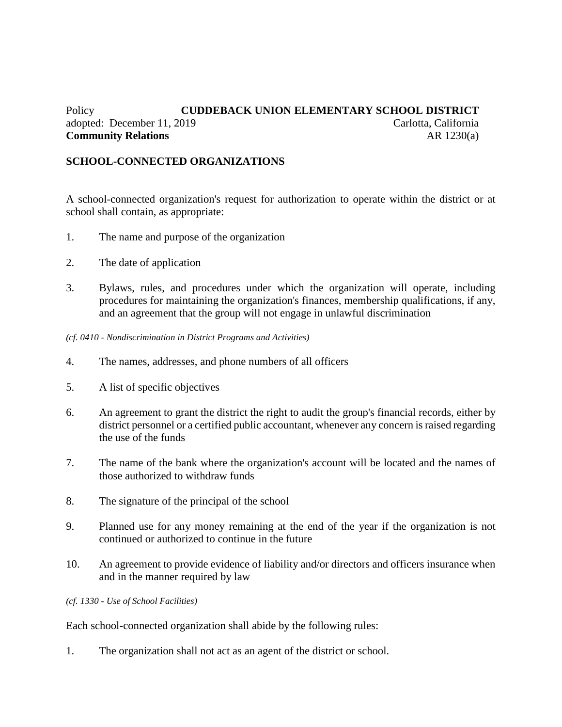Policy **CUDDEBACK UNION ELEMENTARY SCHOOL DISTRICT**
adopted: December 11, 2019 Carlotta, California
**Community Relations** AR 1230(a)

## SCHOOL-CONNECTED ORGANIZATIONS

A school-connected organization's request for authorization to operate within the district or at school shall contain, as appropriate:

1. The name and purpose of the organization

2. The date of application

3. Bylaws, rules, and procedures under which the organization will operate, including procedures for maintaining the organization's finances, membership qualifications, if any, and an agreement that the group will not engage in unlawful discrimination

*(cf. 0410 - Nondiscrimination in District Programs and Activities)*

4. The names, addresses, and phone numbers of all officers

5. A list of specific objectives

6. An agreement to grant the district the right to audit the group's financial records, either by district personnel or a certified public accountant, whenever any concern is raised regarding the use of the funds

7. The name of the bank where the organization's account will be located and the names of those authorized to withdraw funds

8. The signature of the principal of the school

9. Planned use for any money remaining at the end of the year if the organization is not continued or authorized to continue in the future

10. An agreement to provide evidence of liability and/or directors and officers insurance when and in the manner required by law

*(cf. 1330 - Use of School Facilities)*

Each school-connected organization shall abide by the following rules:

1. The organization shall not act as an agent of the district or school.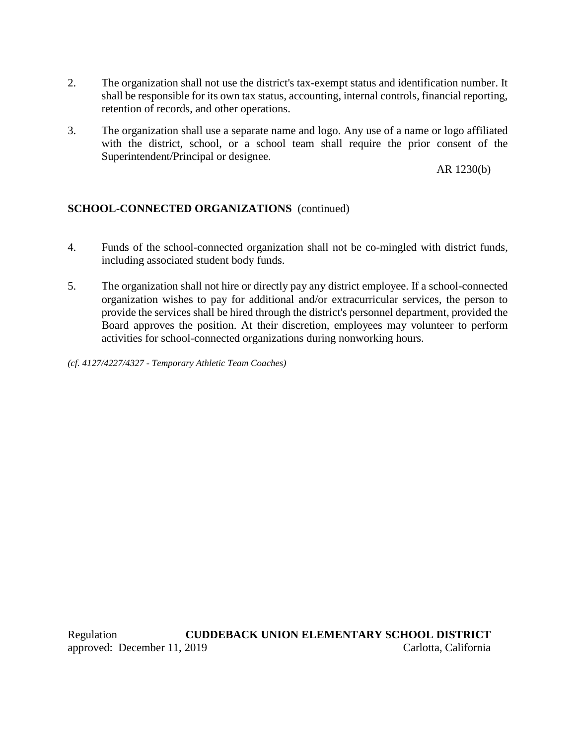2. The organization shall not use the district's tax-exempt status and identification number. It shall be responsible for its own tax status, accounting, internal controls, financial reporting, retention of records, and other operations.

3. The organization shall use a separate name and logo. Any use of a name or logo affiliated with the district, school, or a school team shall require the prior consent of the Superintendent/Principal or designee.

4. Funds of the school-connected organization shall not be co-mingled with district funds, including associated student body funds.

5. The organization shall not hire or directly pay any district employee. If a school-connected organization wishes to pay for additional and/or extracurricular services, the person to provide the services shall be hired through the district's personnel department, provided the Board approves the position. At their discretion, employees may volunteer to perform activities for school-connected organizations during nonworking hours.

*(cf. 4127/4227/4327 - Temporary Athletic Team Coaches)*

Regulation approved: December 11, 2019

**CUDDEBACK UNION ELEMENTARY SCHOOL DISTRICT**
Carlotta, California